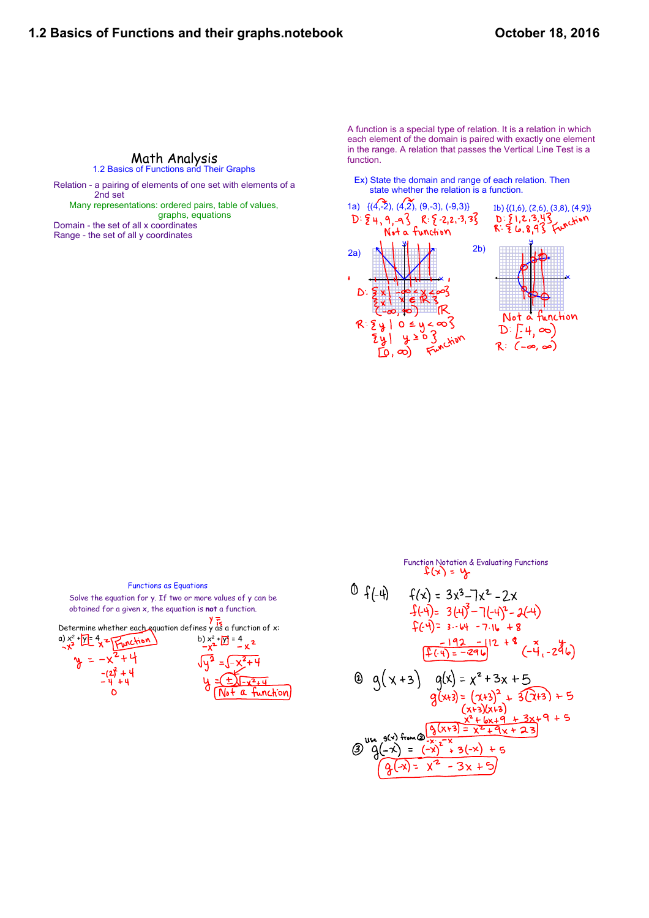# Math Analysis

## 1.2 Basics of Functions and Their Graphs

Relation - a pairing of elements of one set with elements of a 2nd set

Many representations: ordered pairs, table of values, graphs, equations

Domain - the set of all x coordinates

Range - the set of all y coordinates

A function is a special type of relation. It is a relation in which each element of the domain is paired with exactly one element in the range. A relation that passes the Vertical Line Test is a function.

Ex) State the domain and range of each relation. Then state whether the relation is a function.

1a) {(4,-2), (4,2), (9,-3), (9,3)}

D: {4, 9, -9}  R: {-2, 2, -3, 3}

Not a function

1b) {(1,6), (2,6), (3,8), (4,9)}

D: {1, 2, 3, 4}

R: {6, 8, 9}

Function

2a)

D: $\{x \mid -\infty < x < \infty\}$

$\{x \mid x \in \mathbb{R}\}$

$(-\infty, \infty)$  $\mathbb{R}$

R: $\{y \mid 0 \leq y < \infty\}$

$\{y \mid y \geq 0\}$

$[0, \infty)$

Function

2b)

Not a function

D: $[-4, \infty)$

R: $(-\infty, \infty)$

### Functions as Equations

Solve the equation for y. If two or more values of y can be obtained for a given x, the equation is **not** a function.

Determine whether each equation defines y as a function of x:

a) $x^2 + y = 4$

$-x^2 \qquad -x^2$

$y = -x^2 + 4$

$-(2)^2 + 4$

$-4 + 4$

$0$

Function

b) $x^2 + y^2 = 4$

$-x^2 \qquad -x^2$

$\sqrt{y^2} = \sqrt{-x^2 + 4}$

$y = \pm\sqrt{-x^2+4}$

Not a function

### Function Notation & Evaluating Functions

$f(x) = y$

① $f(-4)$  $f(x) = 3x^3 - 7x^2 - 2x$

$f(-4) = 3(-4)^3 - 7(-4)^2 - 2(-4)$

$f(-4) = 3 \cdot -64 - 7 \cdot 16 + 8$

$-192 - 112 + 8$

$f(-4) = -296$  $(-4, -296)$

② $g(x+3)$  $g(x) = x^2 + 3x + 5$

$g(x+3) = (x+3)^2 + 3(x+3) + 5$

$(x+3)(x+3)$

$x^2 + 6x + 9 + 3x + 9 + 5$

$g(x+3) = x^2 + 9x + 23$

③ Use $g(x)$ from ②

$g(-x) = (-x)^2 + 3(-x) + 5$

$g(-x) = x^2 - 3x + 5$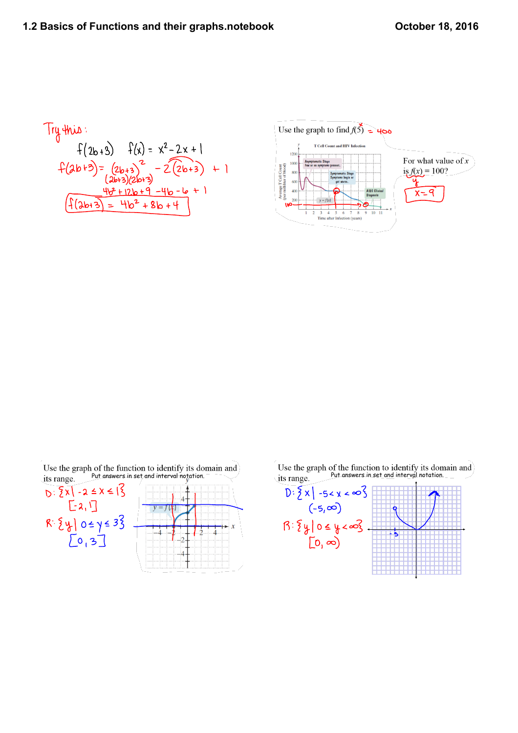Try this:

$f(2b+3)$ $\quad f(x) = x^2 - 2x + 1$

$f(2b+3) = (2b+3)^2 - 2(2b+3) + 1$

$(2b+3)(2b+3)$

$4b^2 + 12b + 9 - 4b - 6 + 1$

$f(2b+3) = 4b^2 + 8b + 4$

Use the graph to find $f(5)$ $= 400$

T Cell Count and HIV Infection

For what value of $x$ is $f(x) = 100$?

$x = 9$

Use the graph of the function to identify its domain and its range. Put answers in set and interval notation.

D: $\{x \mid -2 \le x \le 1\}$

$[-2, 1]$

R: $\{y \mid 0 \le y \le 3\}$

$[0, 3]$

Use the graph of the function to identify its domain and its range. Put answers in set and interval notation.

D: $\{x \mid -5 < x < \infty\}$

$(-5, \infty)$

R: $\{y \mid 0 \le y < \infty\}$

$[0, \infty)$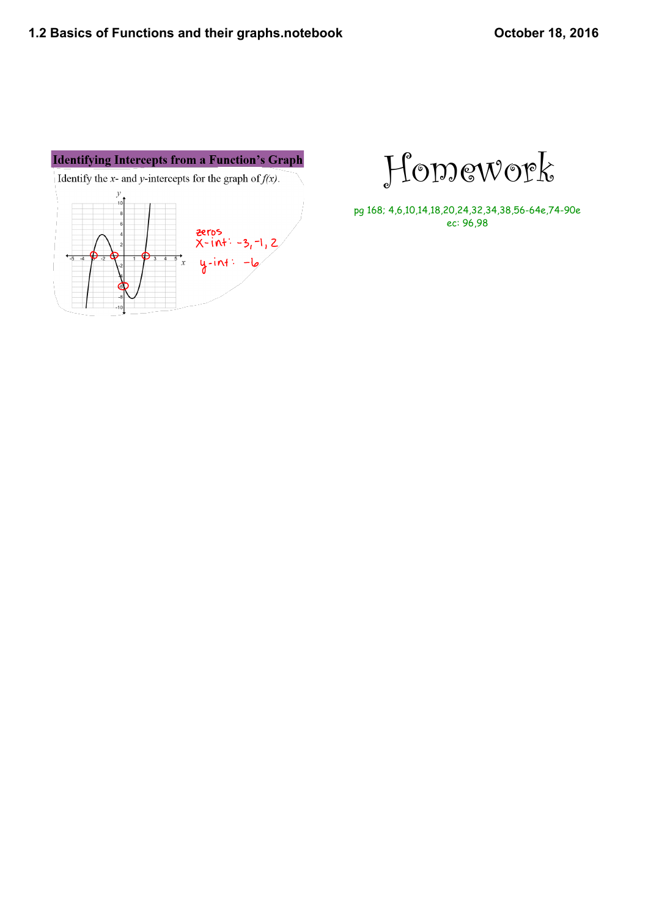## Identifying Intercepts from a Function's Graph

Identify the $x$- and $y$-intercepts for the graph of $f(x)$.

y
10
8
6
4
2
-5 -4 -2 1 3 4 5 x
-2
-8
-10

zeros
X-int: -3, -1, 2

y-int: -6

# Homework

pg 168; 4,6,10,14,18,20,24,32,34,38,56-64e,74-90e
ec: 96,98